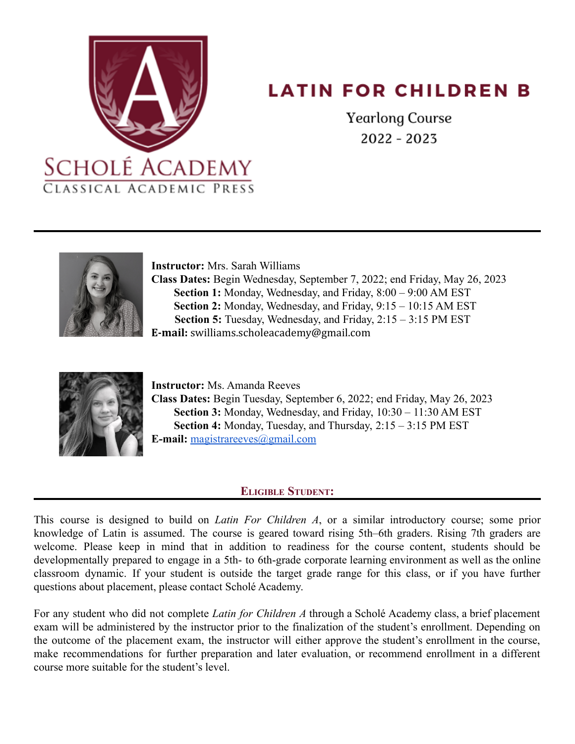SCHOLÉ ACADEMY
CLASSICAL ACADEMIC PRESS

# LATIN FOR CHILDREN B

Yearlong Course
2022 - 2023

---

**Instructor:** Mrs. Sarah Williams
**Class Dates:** Begin Wednesday, September 7, 2022; end Friday, May 26, 2023
- **Section 1:** Monday, Wednesday, and Friday, 8:00 – 9:00 AM EST
- **Section 2:** Monday, Wednesday, and Friday, 9:15 – 10:15 AM EST
- **Section 5:** Tuesday, Wednesday, and Friday, 2:15 – 3:15 PM EST

**E-mail:** swilliams.scholeacademy@gmail.com

**Instructor:** Ms. Amanda Reeves
**Class Dates:** Begin Tuesday, September 6, 2022; end Friday, May 26, 2023
- **Section 3:** Monday, Wednesday, and Friday, 10:30 – 11:30 AM EST
- **Section 4:** Monday, Tuesday, and Thursday, 2:15 – 3:15 PM EST

**E-mail:** magistrareeves@gmail.com

## Eligible Student:

This course is designed to build on *Latin For Children A*, or a similar introductory course; some prior knowledge of Latin is assumed. The course is geared toward rising 5th–6th graders. Rising 7th graders are welcome. Please keep in mind that in addition to readiness for the course content, students should be developmentally prepared to engage in a 5th- to 6th-grade corporate learning environment as well as the online classroom dynamic. If your student is outside the target grade range for this class, or if you have further questions about placement, please contact Scholé Academy.

For any student who did not complete *Latin for Children A* through a Scholé Academy class, a brief placement exam will be administered by the instructor prior to the finalization of the student's enrollment. Depending on the outcome of the placement exam, the instructor will either approve the student's enrollment in the course, make recommendations for further preparation and later evaluation, or recommend enrollment in a different course more suitable for the student's level.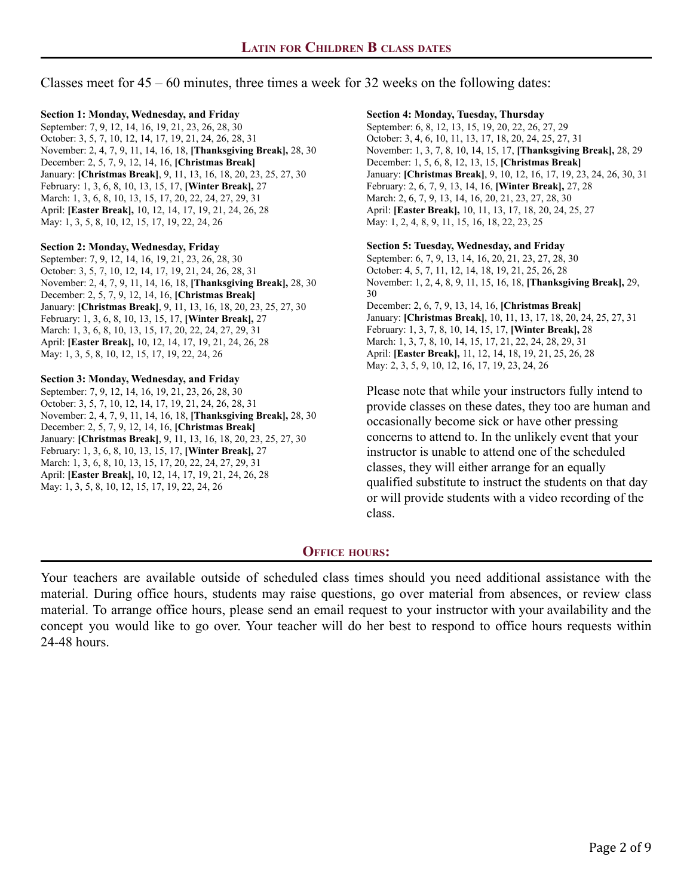## Latin for Children B class dates

Classes meet for 45 – 60 minutes, three times a week for 32 weeks on the following dates:

**Section 1: Monday, Wednesday, and Friday**
September: 7, 9, 12, 14, 16, 19, 21, 23, 26, 28, 30
October: 3, 5, 7, 10, 12, 14, 17, 19, 21, 24, 26, 28, 31
November: 2, 4, 7, 9, 11, 14, 16, 18, **[Thanksgiving Break],** 28, 30
December: 2, 5, 7, 9, 12, 14, 16, **[Christmas Break]**
January: **[Christmas Break]**, 9, 11, 13, 16, 18, 20, 23, 25, 27, 30
February: 1, 3, 6, 8, 10, 13, 15, 17, **[Winter Break],** 27
March: 1, 3, 6, 8, 10, 13, 15, 17, 20, 22, 24, 27, 29, 31
April: **[Easter Break],** 10, 12, 14, 17, 19, 21, 24, 26, 28
May: 1, 3, 5, 8, 10, 12, 15, 17, 19, 22, 24, 26

**Section 2: Monday, Wednesday, Friday**
September: 7, 9, 12, 14, 16, 19, 21, 23, 26, 28, 30
October: 3, 5, 7, 10, 12, 14, 17, 19, 21, 24, 26, 28, 31
November: 2, 4, 7, 9, 11, 14, 16, 18, **[Thanksgiving Break],** 28, 30
December: 2, 5, 7, 9, 12, 14, 16, **[Christmas Break]**
January: **[Christmas Break]**, 9, 11, 13, 16, 18, 20, 23, 25, 27, 30
February: 1, 3, 6, 8, 10, 13, 15, 17, **[Winter Break],** 27
March: 1, 3, 6, 8, 10, 13, 15, 17, 20, 22, 24, 27, 29, 31
April: **[Easter Break],** 10, 12, 14, 17, 19, 21, 24, 26, 28
May: 1, 3, 5, 8, 10, 12, 15, 17, 19, 22, 24, 26

**Section 3: Monday, Wednesday, and Friday**
September: 7, 9, 12, 14, 16, 19, 21, 23, 26, 28, 30
October: 3, 5, 7, 10, 12, 14, 17, 19, 21, 24, 26, 28, 31
November: 2, 4, 7, 9, 11, 14, 16, 18, **[Thanksgiving Break],** 28, 30
December: 2, 5, 7, 9, 12, 14, 16, **[Christmas Break]**
January: **[Christmas Break]**, 9, 11, 13, 16, 18, 20, 23, 25, 27, 30
February: 1, 3, 6, 8, 10, 13, 15, 17, **[Winter Break],** 27
March: 1, 3, 6, 8, 10, 13, 15, 17, 20, 22, 24, 27, 29, 31
April: **[Easter Break],** 10, 12, 14, 17, 19, 21, 24, 26, 28
May: 1, 3, 5, 8, 10, 12, 15, 17, 19, 22, 24, 26

**Section 4: Monday, Tuesday, Thursday**
September: 6, 8, 12, 13, 15, 19, 20, 22, 26, 27, 29
October: 3, 4, 6, 10, 11, 13, 17, 18, 20, 24, 25, 27, 31
November: 1, 3, 7, 8, 10, 14, 15, 17, **[Thanksgiving Break],** 28, 29
December: 1, 5, 6, 8, 12, 13, 15, **[Christmas Break]**
January: **[Christmas Break]**, 9, 10, 12, 16, 17, 19, 23, 24, 26, 30, 31
February: 2, 6, 7, 9, 13, 14, 16, **[Winter Break],** 27, 28
March: 2, 6, 7, 9, 13, 14, 16, 20, 21, 23, 27, 28, 30
April: **[Easter Break],** 10, 11, 13, 17, 18, 20, 24, 25, 27
May: 1, 2, 4, 8, 9, 11, 15, 16, 18, 22, 23, 25

**Section 5: Tuesday, Wednesday, and Friday**
September: 6, 7, 9, 13, 14, 16, 20, 21, 23, 27, 28, 30
October: 4, 5, 7, 11, 12, 14, 18, 19, 21, 25, 26, 28
November: 1, 2, 4, 8, 9, 11, 15, 16, 18, **[Thanksgiving Break],** 29, 30
December: 2, 6, 7, 9, 13, 14, 16, **[Christmas Break]**
January: **[Christmas Break]**, 10, 11, 13, 17, 18, 20, 24, 25, 27, 31
February: 1, 3, 7, 8, 10, 14, 15, 17, **[Winter Break],** 28
March: 1, 3, 7, 8, 10, 14, 15, 17, 21, 22, 24, 28, 29, 31
April: **[Easter Break],** 11, 12, 14, 18, 19, 21, 25, 26, 28
May: 2, 3, 5, 9, 10, 12, 16, 17, 19, 23, 24, 26

Please note that while your instructors fully intend to provide classes on these dates, they too are human and occasionally become sick or have other pressing concerns to attend to. In the unlikely event that your instructor is unable to attend one of the scheduled classes, they will either arrange for an equally qualified substitute to instruct the students on that day or will provide students with a video recording of the class.

## Office hours:

Your teachers are available outside of scheduled class times should you need additional assistance with the material. During office hours, students may raise questions, go over material from absences, or review class material. To arrange office hours, please send an email request to your instructor with your availability and the concept you would like to go over. Your teacher will do her best to respond to office hours requests within 24-48 hours.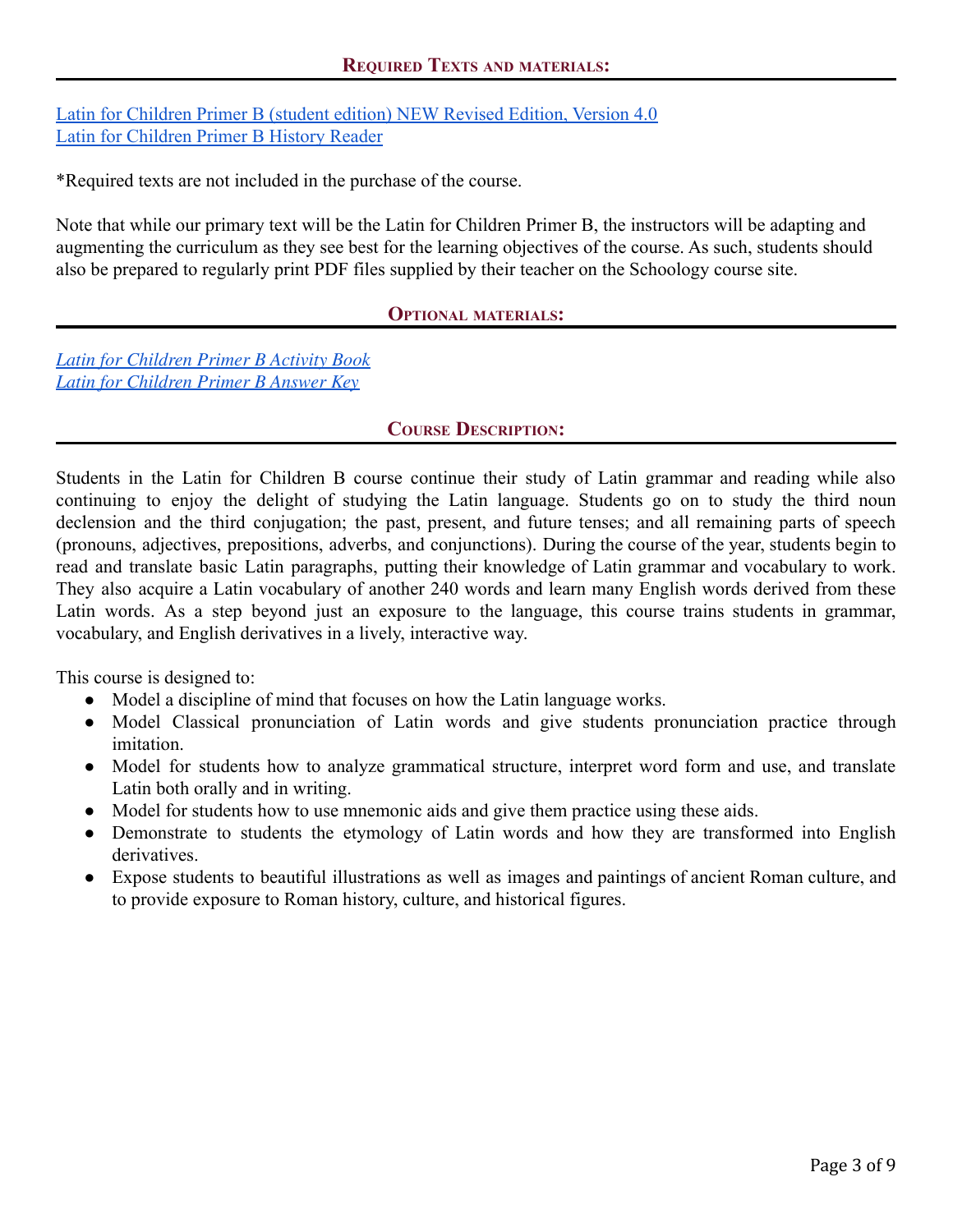## Required Texts and materials:

[Latin for Children Primer B (student edition) NEW Revised Edition, Version 4.0]
[Latin for Children Primer B History Reader]

*Required texts are not included in the purchase of the course.

Note that while our primary text will be the Latin for Children Primer B, the instructors will be adapting and augmenting the curriculum as they see best for the learning objectives of the course. As such, students should also be prepared to regularly print PDF files supplied by their teacher on the Schoology course site.

## Optional materials:

*Latin for Children Primer B Activity Book*
*Latin for Children Primer B Answer Key*

## Course Description:

Students in the Latin for Children B course continue their study of Latin grammar and reading while also continuing to enjoy the delight of studying the Latin language. Students go on to study the third noun declension and the third conjugation; the past, present, and future tenses; and all remaining parts of speech (pronouns, adjectives, prepositions, adverbs, and conjunctions). During the course of the year, students begin to read and translate basic Latin paragraphs, putting their knowledge of Latin grammar and vocabulary to work. They also acquire a Latin vocabulary of another 240 words and learn many English words derived from these Latin words. As a step beyond just an exposure to the language, this course trains students in grammar, vocabulary, and English derivatives in a lively, interactive way.

This course is designed to:

- Model a discipline of mind that focuses on how the Latin language works.
- Model Classical pronunciation of Latin words and give students pronunciation practice through imitation.
- Model for students how to analyze grammatical structure, interpret word form and use, and translate Latin both orally and in writing.
- Model for students how to use mnemonic aids and give them practice using these aids.
- Demonstrate to students the etymology of Latin words and how they are transformed into English derivatives.
- Expose students to beautiful illustrations as well as images and paintings of ancient Roman culture, and to provide exposure to Roman history, culture, and historical figures.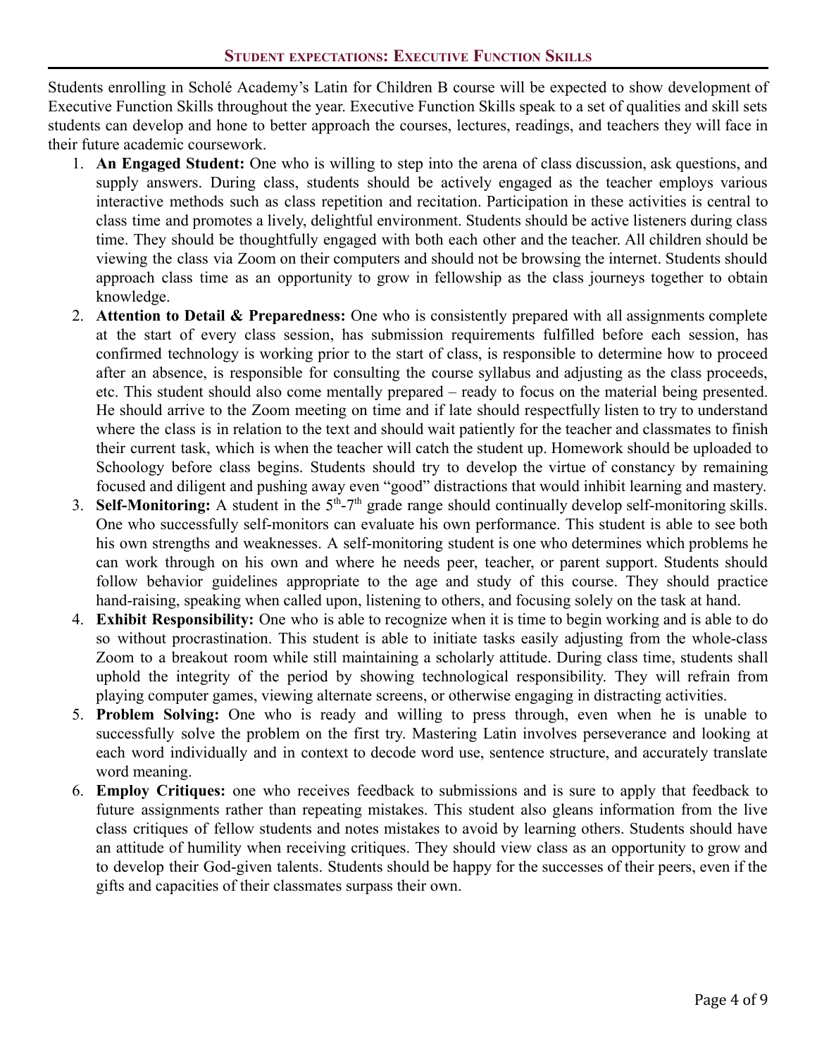## Student expectations: Executive Function Skills

Students enrolling in Scholé Academy's Latin for Children B course will be expected to show development of Executive Function Skills throughout the year. Executive Function Skills speak to a set of qualities and skill sets students can develop and hone to better approach the courses, lectures, readings, and teachers they will face in their future academic coursework.

1. **An Engaged Student:** One who is willing to step into the arena of class discussion, ask questions, and supply answers. During class, students should be actively engaged as the teacher employs various interactive methods such as class repetition and recitation. Participation in these activities is central to class time and promotes a lively, delightful environment. Students should be active listeners during class time. They should be thoughtfully engaged with both each other and the teacher. All children should be viewing the class via Zoom on their computers and should not be browsing the internet. Students should approach class time as an opportunity to grow in fellowship as the class journeys together to obtain knowledge.
2. **Attention to Detail & Preparedness:** One who is consistently prepared with all assignments complete at the start of every class session, has submission requirements fulfilled before each session, has confirmed technology is working prior to the start of class, is responsible to determine how to proceed after an absence, is responsible for consulting the course syllabus and adjusting as the class proceeds, etc. This student should also come mentally prepared – ready to focus on the material being presented. He should arrive to the Zoom meeting on time and if late should respectfully listen to try to understand where the class is in relation to the text and should wait patiently for the teacher and classmates to finish their current task, which is when the teacher will catch the student up. Homework should be uploaded to Schoology before class begins. Students should try to develop the virtue of constancy by remaining focused and diligent and pushing away even "good" distractions that would inhibit learning and mastery.
3. **Self-Monitoring:** A student in the 5th-7th grade range should continually develop self-monitoring skills. One who successfully self-monitors can evaluate his own performance. This student is able to see both his own strengths and weaknesses. A self-monitoring student is one who determines which problems he can work through on his own and where he needs peer, teacher, or parent support. Students should follow behavior guidelines appropriate to the age and study of this course. They should practice hand-raising, speaking when called upon, listening to others, and focusing solely on the task at hand.
4. **Exhibit Responsibility:** One who is able to recognize when it is time to begin working and is able to do so without procrastination. This student is able to initiate tasks easily adjusting from the whole-class Zoom to a breakout room while still maintaining a scholarly attitude. During class time, students shall uphold the integrity of the period by showing technological responsibility. They will refrain from playing computer games, viewing alternate screens, or otherwise engaging in distracting activities.
5. **Problem Solving:** One who is ready and willing to press through, even when he is unable to successfully solve the problem on the first try. Mastering Latin involves perseverance and looking at each word individually and in context to decode word use, sentence structure, and accurately translate word meaning.
6. **Employ Critiques:** one who receives feedback to submissions and is sure to apply that feedback to future assignments rather than repeating mistakes. This student also gleans information from the live class critiques of fellow students and notes mistakes to avoid by learning others. Students should have an attitude of humility when receiving critiques. They should view class as an opportunity to grow and to develop their God-given talents. Students should be happy for the successes of their peers, even if the gifts and capacities of their classmates surpass their own.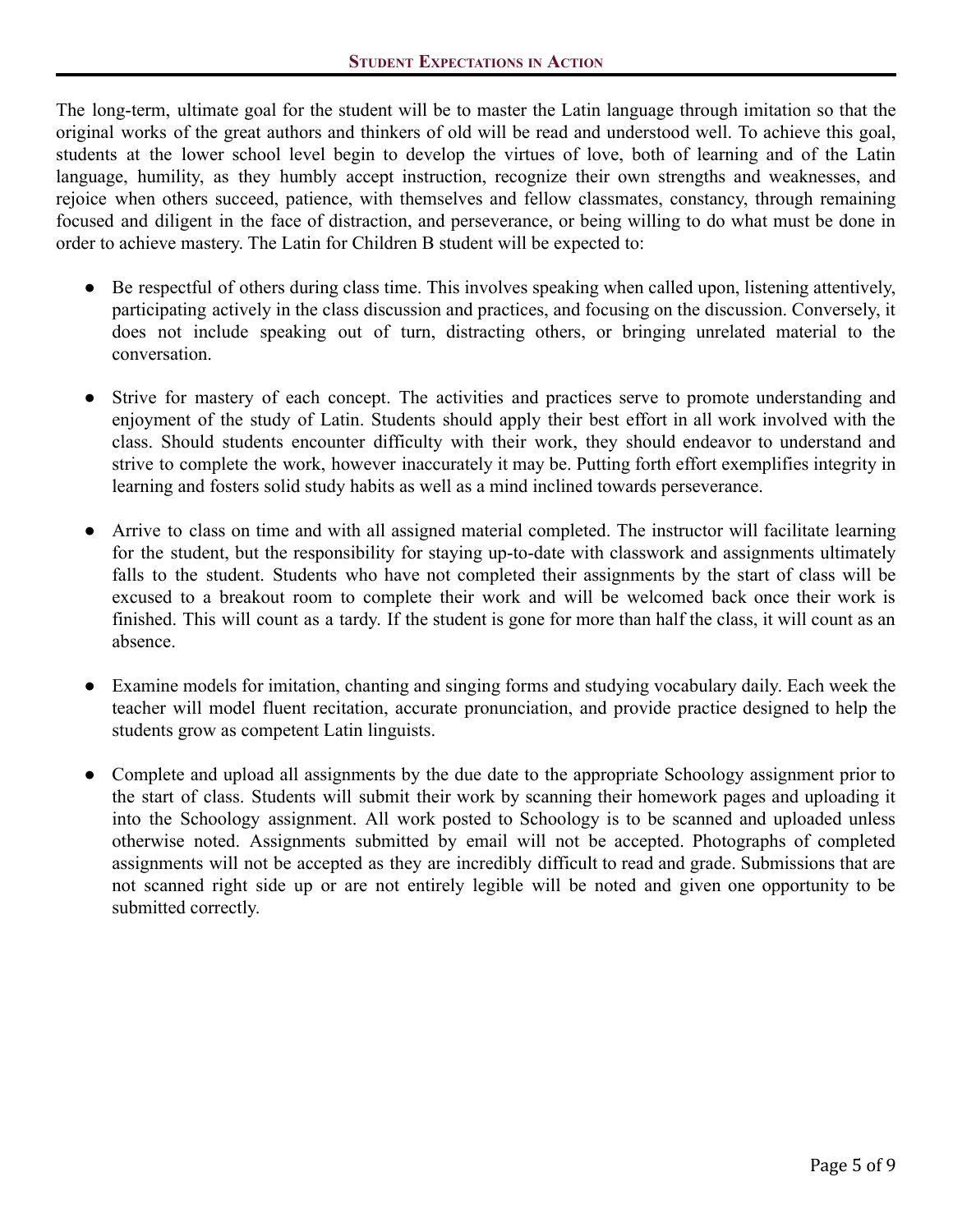## Student Expectations in Action

The long-term, ultimate goal for the student will be to master the Latin language through imitation so that the original works of the great authors and thinkers of old will be read and understood well. To achieve this goal, students at the lower school level begin to develop the virtues of love, both of learning and of the Latin language, humility, as they humbly accept instruction, recognize their own strengths and weaknesses, and rejoice when others succeed, patience, with themselves and fellow classmates, constancy, through remaining focused and diligent in the face of distraction, and perseverance, or being willing to do what must be done in order to achieve mastery. The Latin for Children B student will be expected to:

- Be respectful of others during class time. This involves speaking when called upon, listening attentively, participating actively in the class discussion and practices, and focusing on the discussion. Conversely, it does not include speaking out of turn, distracting others, or bringing unrelated material to the conversation.

- Strive for mastery of each concept. The activities and practices serve to promote understanding and enjoyment of the study of Latin. Students should apply their best effort in all work involved with the class. Should students encounter difficulty with their work, they should endeavor to understand and strive to complete the work, however inaccurately it may be. Putting forth effort exemplifies integrity in learning and fosters solid study habits as well as a mind inclined towards perseverance.

- Arrive to class on time and with all assigned material completed. The instructor will facilitate learning for the student, but the responsibility for staying up-to-date with classwork and assignments ultimately falls to the student. Students who have not completed their assignments by the start of class will be excused to a breakout room to complete their work and will be welcomed back once their work is finished. This will count as a tardy. If the student is gone for more than half the class, it will count as an absence.

- Examine models for imitation, chanting and singing forms and studying vocabulary daily. Each week the teacher will model fluent recitation, accurate pronunciation, and provide practice designed to help the students grow as competent Latin linguists.

- Complete and upload all assignments by the due date to the appropriate Schoology assignment prior to the start of class. Students will submit their work by scanning their homework pages and uploading it into the Schoology assignment. All work posted to Schoology is to be scanned and uploaded unless otherwise noted. Assignments submitted by email will not be accepted. Photographs of completed assignments will not be accepted as they are incredibly difficult to read and grade. Submissions that are not scanned right side up or are not entirely legible will be noted and given one opportunity to be submitted correctly.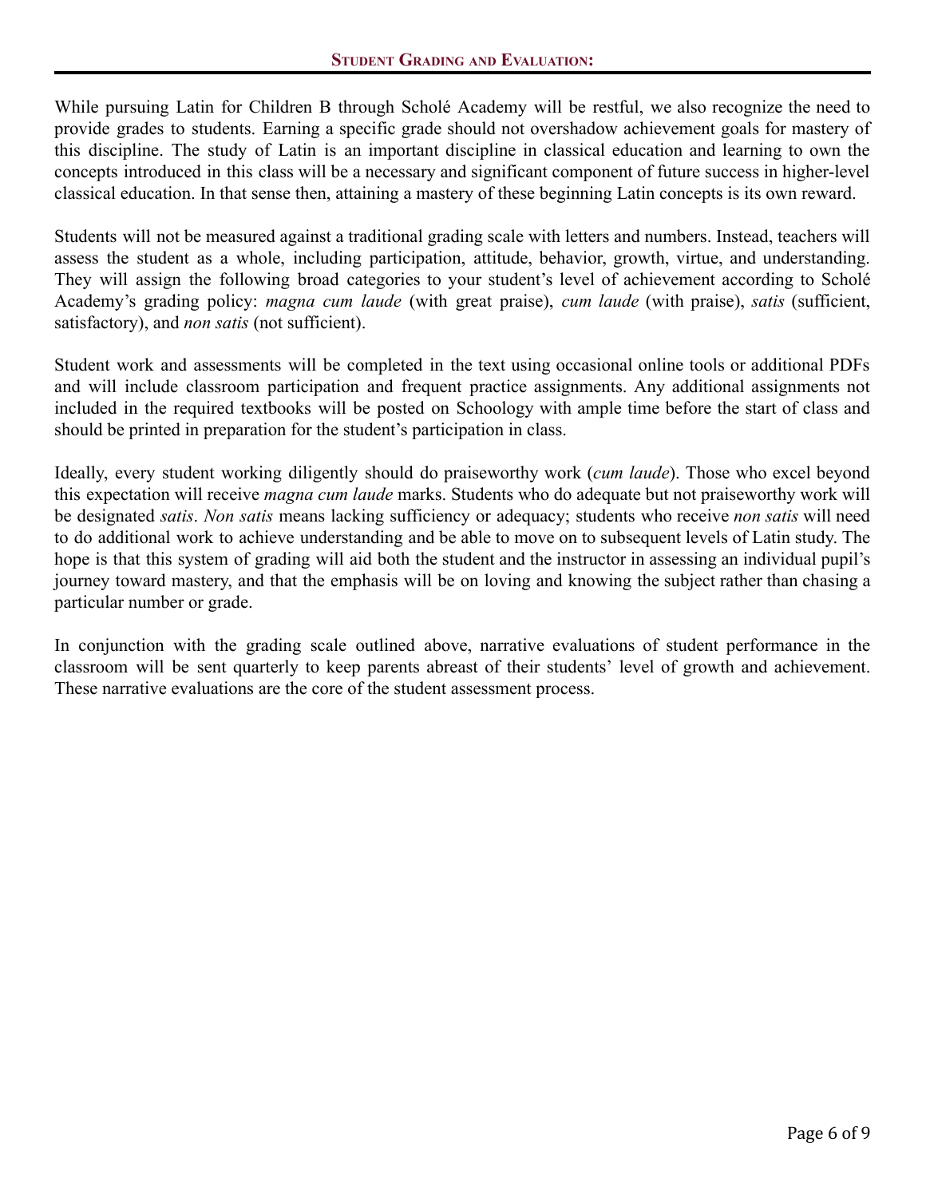## Student Grading and Evaluation:

While pursuing Latin for Children B through Scholé Academy will be restful, we also recognize the need to provide grades to students. Earning a specific grade should not overshadow achievement goals for mastery of this discipline. The study of Latin is an important discipline in classical education and learning to own the concepts introduced in this class will be a necessary and significant component of future success in higher-level classical education. In that sense then, attaining a mastery of these beginning Latin concepts is its own reward.

Students will not be measured against a traditional grading scale with letters and numbers. Instead, teachers will assess the student as a whole, including participation, attitude, behavior, growth, virtue, and understanding. They will assign the following broad categories to your student's level of achievement according to Scholé Academy's grading policy: *magna cum laude* (with great praise), *cum laude* (with praise), *satis* (sufficient, satisfactory), and *non satis* (not sufficient).

Student work and assessments will be completed in the text using occasional online tools or additional PDFs and will include classroom participation and frequent practice assignments. Any additional assignments not included in the required textbooks will be posted on Schoology with ample time before the start of class and should be printed in preparation for the student's participation in class.

Ideally, every student working diligently should do praiseworthy work (*cum laude*). Those who excel beyond this expectation will receive *magna cum laude* marks. Students who do adequate but not praiseworthy work will be designated *satis*. *Non satis* means lacking sufficiency or adequacy; students who receive *non satis* will need to do additional work to achieve understanding and be able to move on to subsequent levels of Latin study. The hope is that this system of grading will aid both the student and the instructor in assessing an individual pupil's journey toward mastery, and that the emphasis will be on loving and knowing the subject rather than chasing a particular number or grade.

In conjunction with the grading scale outlined above, narrative evaluations of student performance in the classroom will be sent quarterly to keep parents abreast of their students' level of growth and achievement. These narrative evaluations are the core of the student assessment process.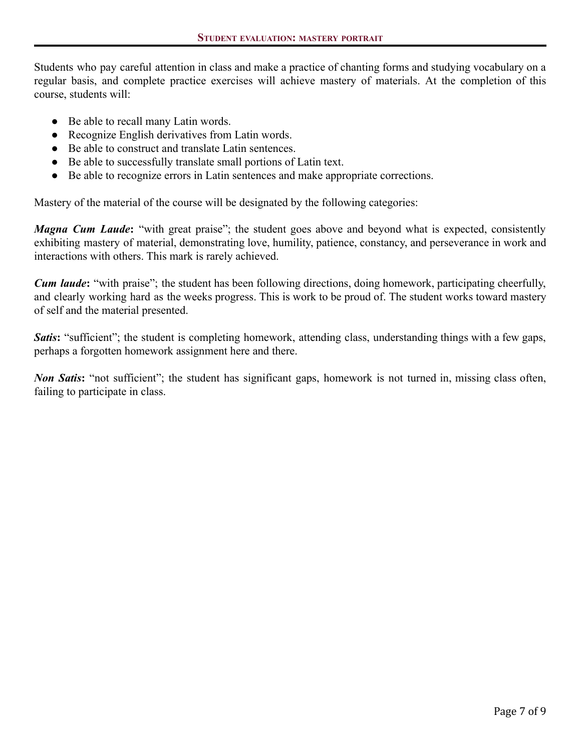## Student evaluation: mastery portrait

Students who pay careful attention in class and make a practice of chanting forms and studying vocabulary on a regular basis, and complete practice exercises will achieve mastery of materials. At the completion of this course, students will:

- Be able to recall many Latin words.
- Recognize English derivatives from Latin words.
- Be able to construct and translate Latin sentences.
- Be able to successfully translate small portions of Latin text.
- Be able to recognize errors in Latin sentences and make appropriate corrections.

Mastery of the material of the course will be designated by the following categories:

***Magna Cum Laude*:** "with great praise"; the student goes above and beyond what is expected, consistently exhibiting mastery of material, demonstrating love, humility, patience, constancy, and perseverance in work and interactions with others. This mark is rarely achieved.

***Cum laude*:** "with praise"; the student has been following directions, doing homework, participating cheerfully, and clearly working hard as the weeks progress. This is work to be proud of. The student works toward mastery of self and the material presented.

***Satis*:** "sufficient"; the student is completing homework, attending class, understanding things with a few gaps, perhaps a forgotten homework assignment here and there.

***Non Satis*:** "not sufficient"; the student has significant gaps, homework is not turned in, missing class often, failing to participate in class.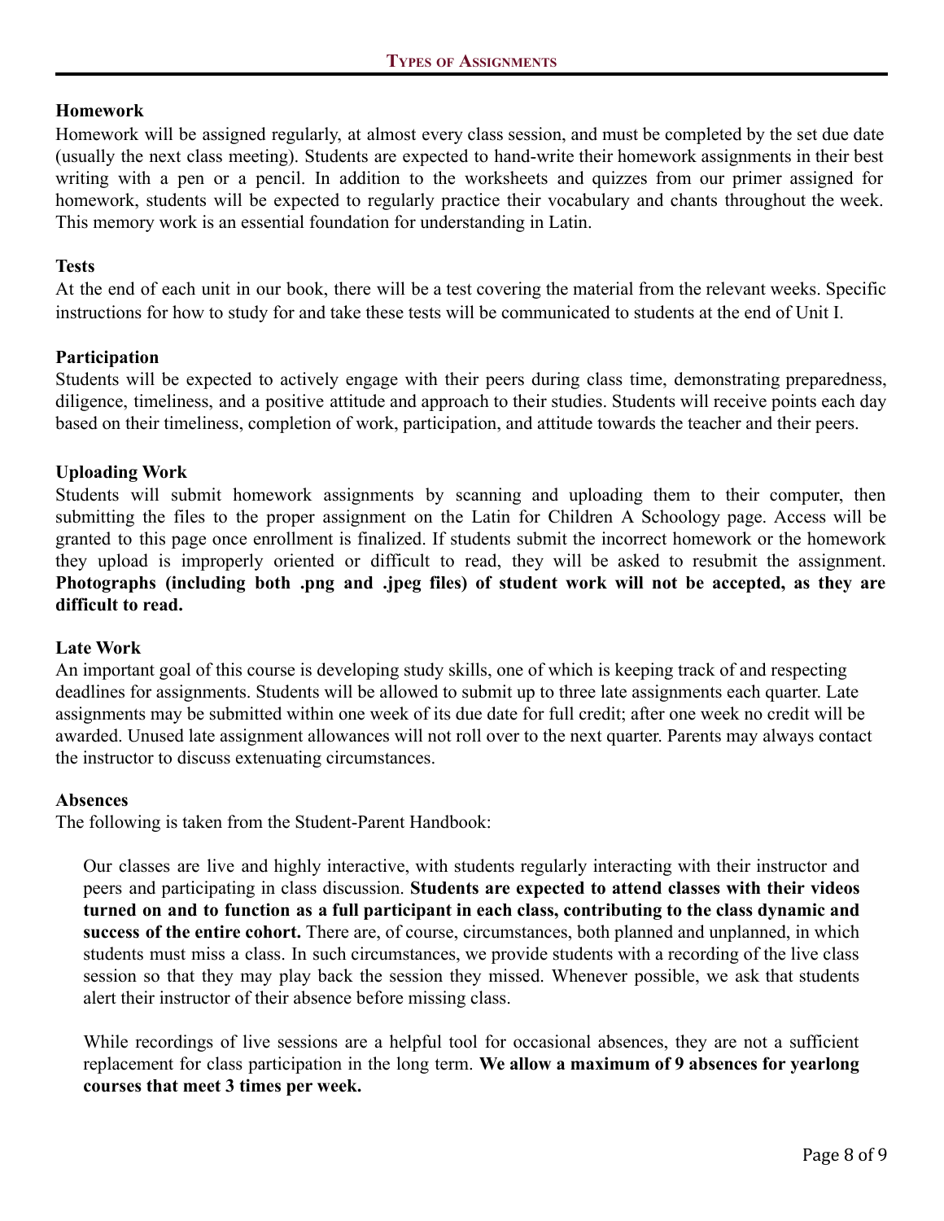## Types of Assignments

**Homework**

Homework will be assigned regularly, at almost every class session, and must be completed by the set due date (usually the next class meeting). Students are expected to hand-write their homework assignments in their best writing with a pen or a pencil. In addition to the worksheets and quizzes from our primer assigned for homework, students will be expected to regularly practice their vocabulary and chants throughout the week. This memory work is an essential foundation for understanding in Latin.

**Tests**

At the end of each unit in our book, there will be a test covering the material from the relevant weeks. Specific instructions for how to study for and take these tests will be communicated to students at the end of Unit I.

**Participation**

Students will be expected to actively engage with their peers during class time, demonstrating preparedness, diligence, timeliness, and a positive attitude and approach to their studies. Students will receive points each day based on their timeliness, completion of work, participation, and attitude towards the teacher and their peers.

**Uploading Work**

Students will submit homework assignments by scanning and uploading them to their computer, then submitting the files to the proper assignment on the Latin for Children A Schoology page. Access will be granted to this page once enrollment is finalized. If students submit the incorrect homework or the homework they upload is improperly oriented or difficult to read, they will be asked to resubmit the assignment. **Photographs (including both .png and .jpeg files) of student work will not be accepted, as they are difficult to read.**

**Late Work**

An important goal of this course is developing study skills, one of which is keeping track of and respecting deadlines for assignments. Students will be allowed to submit up to three late assignments each quarter. Late assignments may be submitted within one week of its due date for full credit; after one week no credit will be awarded. Unused late assignment allowances will not roll over to the next quarter. Parents may always contact the instructor to discuss extenuating circumstances.

**Absences**

The following is taken from the Student-Parent Handbook:

> Our classes are live and highly interactive, with students regularly interacting with their instructor and peers and participating in class discussion. **Students are expected to attend classes with their videos turned on and to function as a full participant in each class, contributing to the class dynamic and success of the entire cohort.** There are, of course, circumstances, both planned and unplanned, in which students must miss a class. In such circumstances, we provide students with a recording of the live class session so that they may play back the session they missed. Whenever possible, we ask that students alert their instructor of their absence before missing class.
>
> While recordings of live sessions are a helpful tool for occasional absences, they are not a sufficient replacement for class participation in the long term. **We allow a maximum of 9 absences for yearlong courses that meet 3 times per week.**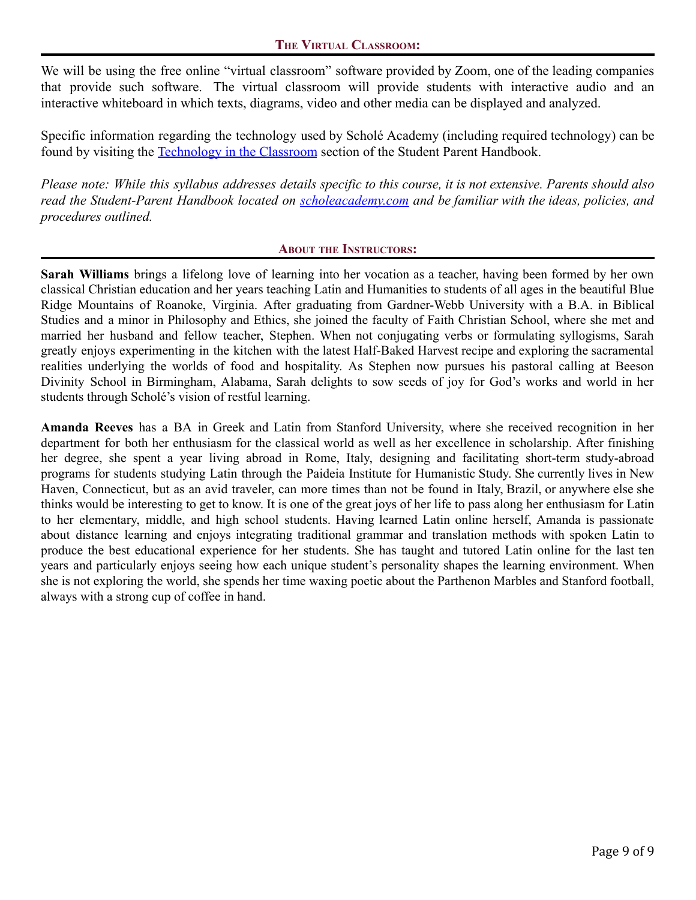## The Virtual Classroom:

We will be using the free online "virtual classroom" software provided by Zoom, one of the leading companies that provide such software. The virtual classroom will provide students with interactive audio and an interactive whiteboard in which texts, diagrams, video and other media can be displayed and analyzed.

Specific information regarding the technology used by Scholé Academy (including required technology) can be found by visiting the Technology in the Classroom section of the Student Parent Handbook.

*Please note: While this syllabus addresses details specific to this course, it is not extensive. Parents should also read the Student-Parent Handbook located on scholeacademy.com and be familiar with the ideas, policies, and procedures outlined.*

## About the Instructors:

**Sarah Williams** brings a lifelong love of learning into her vocation as a teacher, having been formed by her own classical Christian education and her years teaching Latin and Humanities to students of all ages in the beautiful Blue Ridge Mountains of Roanoke, Virginia. After graduating from Gardner-Webb University with a B.A. in Biblical Studies and a minor in Philosophy and Ethics, she joined the faculty of Faith Christian School, where she met and married her husband and fellow teacher, Stephen. When not conjugating verbs or formulating syllogisms, Sarah greatly enjoys experimenting in the kitchen with the latest Half-Baked Harvest recipe and exploring the sacramental realities underlying the worlds of food and hospitality. As Stephen now pursues his pastoral calling at Beeson Divinity School in Birmingham, Alabama, Sarah delights to sow seeds of joy for God's works and world in her students through Scholé's vision of restful learning.

**Amanda Reeves** has a BA in Greek and Latin from Stanford University, where she received recognition in her department for both her enthusiasm for the classical world as well as her excellence in scholarship. After finishing her degree, she spent a year living abroad in Rome, Italy, designing and facilitating short-term study-abroad programs for students studying Latin through the Paideia Institute for Humanistic Study. She currently lives in New Haven, Connecticut, but as an avid traveler, can more times than not be found in Italy, Brazil, or anywhere else she thinks would be interesting to get to know. It is one of the great joys of her life to pass along her enthusiasm for Latin to her elementary, middle, and high school students. Having learned Latin online herself, Amanda is passionate about distance learning and enjoys integrating traditional grammar and translation methods with spoken Latin to produce the best educational experience for her students. She has taught and tutored Latin online for the last ten years and particularly enjoys seeing how each unique student's personality shapes the learning environment. When she is not exploring the world, she spends her time waxing poetic about the Parthenon Marbles and Stanford football, always with a strong cup of coffee in hand.